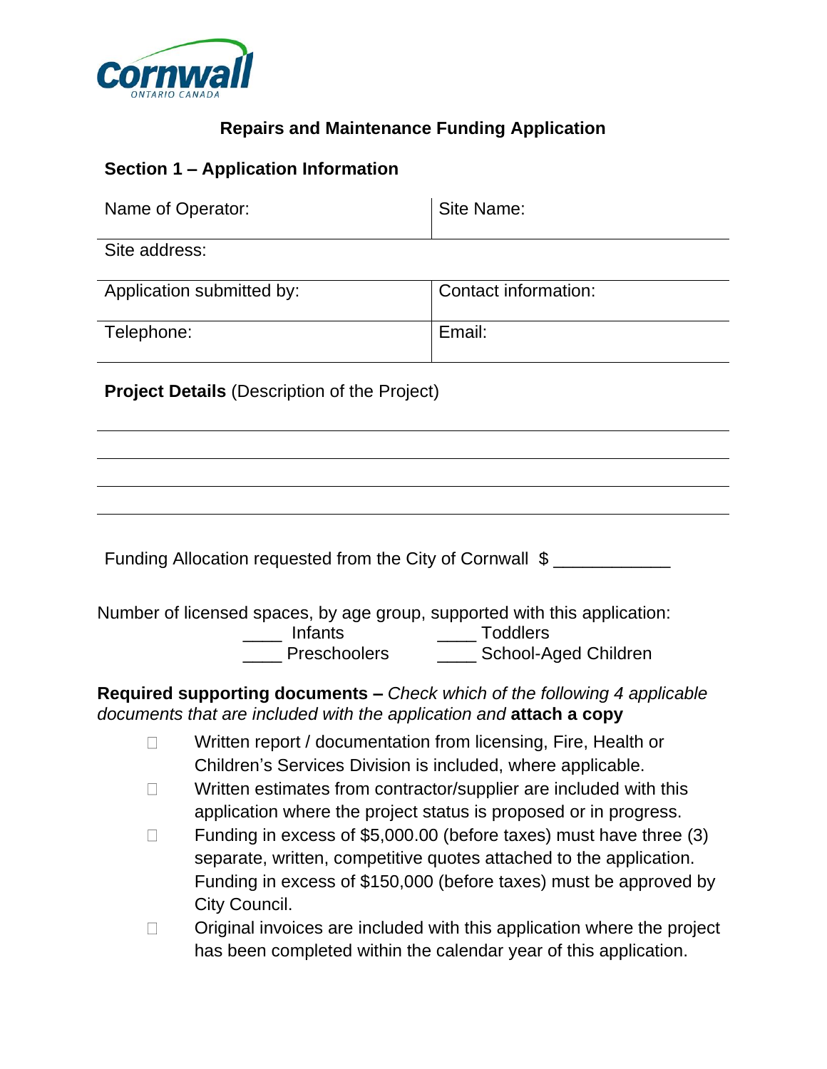Cornwall
ONTARIO CANADA

# Repairs and Maintenance Funding Application

## Section 1 – Application Information

| Name of Operator: | Site Name: |
|---|---|
| Site address: | |
| Application submitted by: | Contact information: |
| Telephone: | Email: |

**Project Details** (Description of the Project)

\_\_\_\_\_\_\_\_\_\_\_\_\_\_\_\_\_\_\_\_\_\_\_\_\_\_\_\_\_\_\_\_\_\_\_\_\_\_\_\_\_\_\_\_\_\_\_\_\_\_\_\_\_\_\_\_\_\_\_\_\_\_

\_\_\_\_\_\_\_\_\_\_\_\_\_\_\_\_\_\_\_\_\_\_\_\_\_\_\_\_\_\_\_\_\_\_\_\_\_\_\_\_\_\_\_\_\_\_\_\_\_\_\_\_\_\_\_\_\_\_\_\_\_\_

\_\_\_\_\_\_\_\_\_\_\_\_\_\_\_\_\_\_\_\_\_\_\_\_\_\_\_\_\_\_\_\_\_\_\_\_\_\_\_\_\_\_\_\_\_\_\_\_\_\_\_\_\_\_\_\_\_\_\_\_\_\_

\_\_\_\_\_\_\_\_\_\_\_\_\_\_\_\_\_\_\_\_\_\_\_\_\_\_\_\_\_\_\_\_\_\_\_\_\_\_\_\_\_\_\_\_\_\_\_\_\_\_\_\_\_\_\_\_\_\_\_\_\_\_

Funding Allocation requested from the City of Cornwall $ \_\_\_\_\_\_\_\_\_\_\_\_

Number of licensed spaces, by age group, supported with this application:

\_\_\_\_ Infants \_\_\_\_ Toddlers

\_\_\_\_ Preschoolers \_\_\_\_ School-Aged Children

**Required supporting documents –** *Check which of the following 4 applicable documents that are included with the application and* **attach a copy**

- ☐ Written report / documentation from licensing, Fire, Health or Children's Services Division is included, where applicable.
- ☐ Written estimates from contractor/supplier are included with this application where the project status is proposed or in progress.
- ☐ Funding in excess of $5,000.00 (before taxes) must have three (3) separate, written, competitive quotes attached to the application. Funding in excess of $150,000 (before taxes) must be approved by City Council.
- ☐ Original invoices are included with this application where the project has been completed within the calendar year of this application.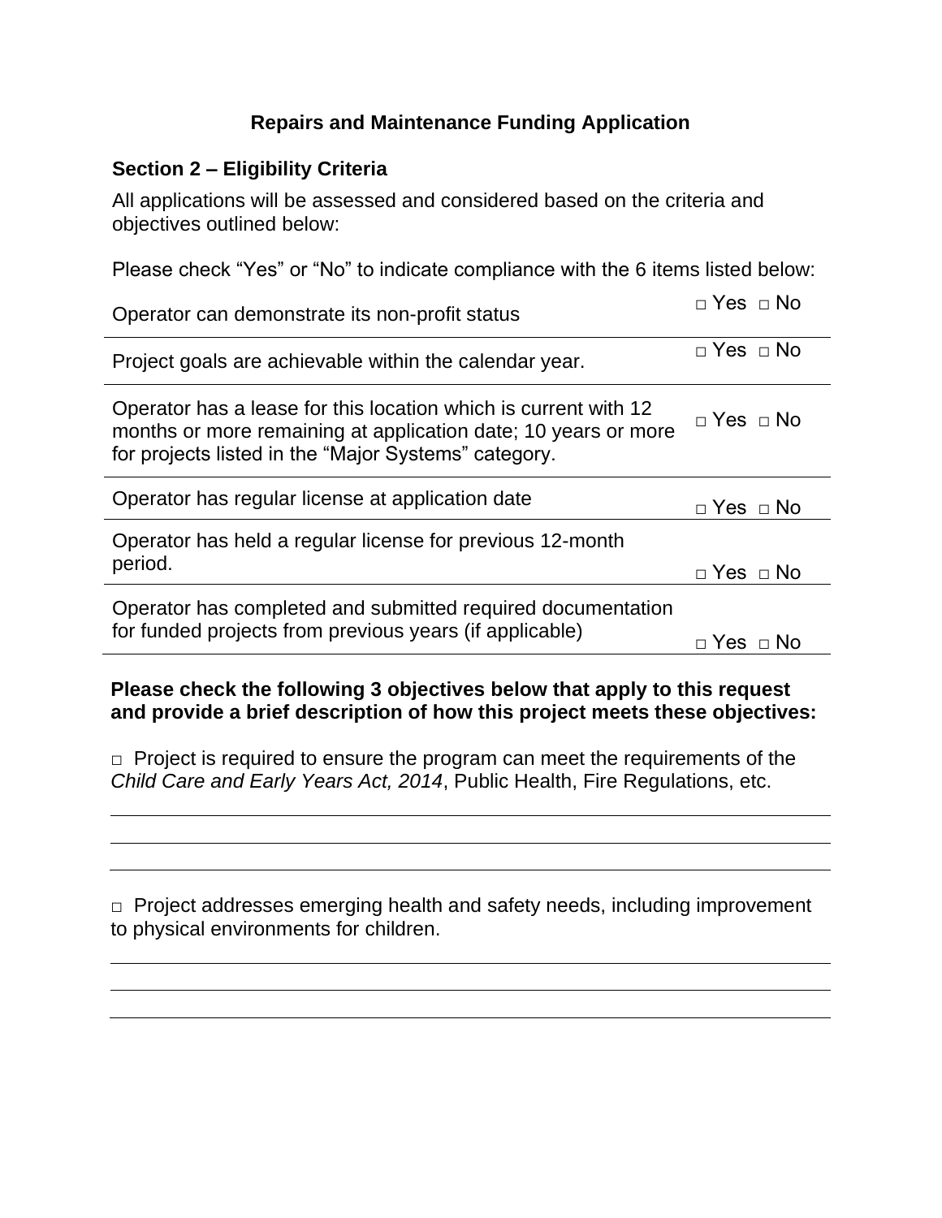## Repairs and Maintenance Funding Application

### Section 2 – Eligibility Criteria

All applications will be assessed and considered based on the criteria and objectives outlined below:

Please check "Yes" or "No" to indicate compliance with the 6 items listed below:

| | |
|---|---|
| Operator can demonstrate its non-profit status | □ Yes □ No |
| Project goals are achievable within the calendar year. | □ Yes □ No |
| Operator has a lease for this location which is current with 12 months or more remaining at application date; 10 years or more for projects listed in the "Major Systems" category. | □ Yes □ No |
| Operator has regular license at application date | □ Yes □ No |
| Operator has held a regular license for previous 12-month period. | □ Yes □ No |
| Operator has completed and submitted required documentation for funded projects from previous years (if applicable) | □ Yes □ No |

**Please check the following 3 objectives below that apply to this request and provide a brief description of how this project meets these objectives:**

□ Project is required to ensure the program can meet the requirements of the *Child Care and Early Years Act, 2014*, Public Health, Fire Regulations, etc.

\_\_\_\_\_\_\_\_\_\_\_\_\_\_\_\_\_\_\_\_\_\_\_\_\_\_\_\_\_\_\_\_\_\_\_\_\_\_\_\_\_\_\_\_\_\_\_\_\_\_\_\_\_\_\_\_\_\_\_\_

\_\_\_\_\_\_\_\_\_\_\_\_\_\_\_\_\_\_\_\_\_\_\_\_\_\_\_\_\_\_\_\_\_\_\_\_\_\_\_\_\_\_\_\_\_\_\_\_\_\_\_\_\_\_\_\_\_\_\_\_

\_\_\_\_\_\_\_\_\_\_\_\_\_\_\_\_\_\_\_\_\_\_\_\_\_\_\_\_\_\_\_\_\_\_\_\_\_\_\_\_\_\_\_\_\_\_\_\_\_\_\_\_\_\_\_\_\_\_\_\_

□ Project addresses emerging health and safety needs, including improvement to physical environments for children.

\_\_\_\_\_\_\_\_\_\_\_\_\_\_\_\_\_\_\_\_\_\_\_\_\_\_\_\_\_\_\_\_\_\_\_\_\_\_\_\_\_\_\_\_\_\_\_\_\_\_\_\_\_\_\_\_\_\_\_\_

\_\_\_\_\_\_\_\_\_\_\_\_\_\_\_\_\_\_\_\_\_\_\_\_\_\_\_\_\_\_\_\_\_\_\_\_\_\_\_\_\_\_\_\_\_\_\_\_\_\_\_\_\_\_\_\_\_\_\_\_

\_\_\_\_\_\_\_\_\_\_\_\_\_\_\_\_\_\_\_\_\_\_\_\_\_\_\_\_\_\_\_\_\_\_\_\_\_\_\_\_\_\_\_\_\_\_\_\_\_\_\_\_\_\_\_\_\_\_\_\_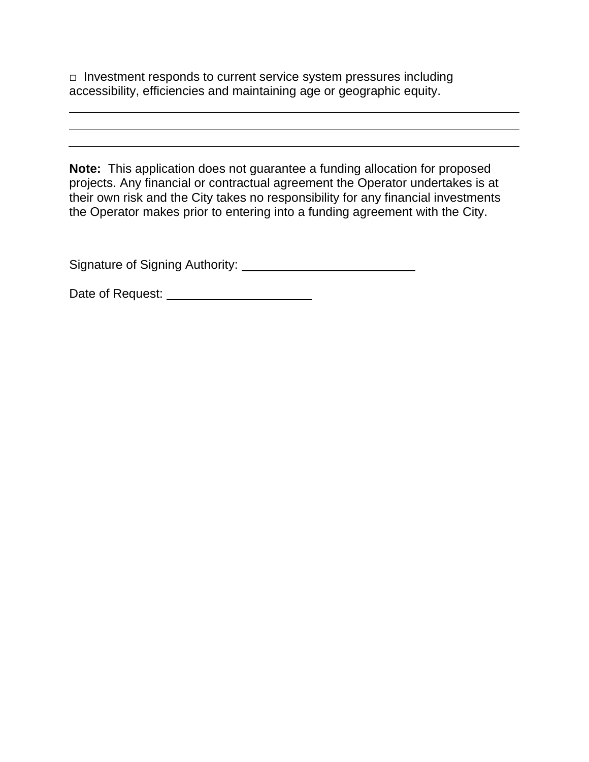□ Investment responds to current service system pressures including accessibility, efficiencies and maintaining age or geographic equity.

\_\_\_\_\_\_\_\_\_\_\_\_\_\_\_\_\_\_\_\_\_\_\_\_\_\_\_\_\_\_\_\_\_\_\_\_\_\_\_\_\_\_\_\_\_\_\_\_\_\_\_\_\_\_\_\_\_\_\_\_\_\_\_\_\_\_\_\_\_\_

\_\_\_\_\_\_\_\_\_\_\_\_\_\_\_\_\_\_\_\_\_\_\_\_\_\_\_\_\_\_\_\_\_\_\_\_\_\_\_\_\_\_\_\_\_\_\_\_\_\_\_\_\_\_\_\_\_\_\_\_\_\_\_\_\_\_\_\_\_\_

\_\_\_\_\_\_\_\_\_\_\_\_\_\_\_\_\_\_\_\_\_\_\_\_\_\_\_\_\_\_\_\_\_\_\_\_\_\_\_\_\_\_\_\_\_\_\_\_\_\_\_\_\_\_\_\_\_\_\_\_\_\_\_\_\_\_\_\_\_\_

**Note:** This application does not guarantee a funding allocation for proposed projects. Any financial or contractual agreement the Operator undertakes is at their own risk and the City takes no responsibility for any financial investments the Operator makes prior to entering into a funding agreement with the City.

Signature of Signing Authority: \_\_\_\_\_\_\_\_\_\_\_\_\_\_\_\_\_\_\_\_\_\_\_\_\_\_

Date of Request: \_\_\_\_\_\_\_\_\_\_\_\_\_\_\_\_\_\_\_\_\_\_